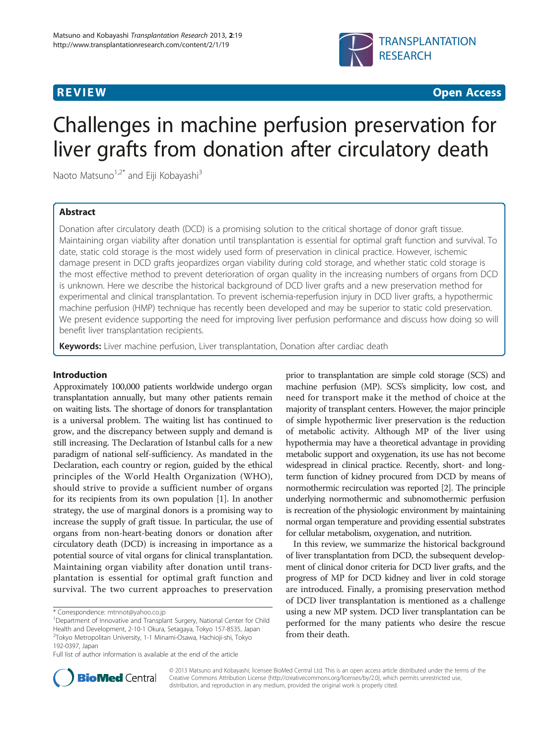**REVIEW** **Open Access**

# Challenges in machine perfusion preservation for liver grafts from donation after circulatory death

Naoto Matsuno[1,2*] and Eiji Kobayashi[3]

## Abstract

Donation after circulatory death (DCD) is a promising solution to the critical shortage of donor graft tissue. Maintaining organ viability after donation until transplantation is essential for optimal graft function and survival. To date, static cold storage is the most widely used form of preservation in clinical practice. However, ischemic damage present in DCD grafts jeopardizes organ viability during cold storage, and whether static cold storage is the most effective method to prevent deterioration of organ quality in the increasing numbers of organs from DCD is unknown. Here we describe the historical background of DCD liver grafts and a new preservation method for experimental and clinical transplantation. To prevent ischemia-reperfusion injury in DCD liver grafts, a hypothermic machine perfusion (HMP) technique has recently been developed and may be superior to static cold preservation. We present evidence supporting the need for improving liver perfusion performance and discuss how doing so will benefit liver transplantation recipients.

**Keywords:** Liver machine perfusion, Liver transplantation, Donation after cardiac death

## Introduction

Approximately 100,000 patients worldwide undergo organ transplantation annually, but many other patients remain on waiting lists. The shortage of donors for transplantation is a universal problem. The waiting list has continued to grow, and the discrepancy between supply and demand is still increasing. The Declaration of Istanbul calls for a new paradigm of national self-sufficiency. As mandated in the Declaration, each country or region, guided by the ethical principles of the World Health Organization (WHO), should strive to provide a sufficient number of organs for its recipients from its own population [1]. In another strategy, the use of marginal donors is a promising way to increase the supply of graft tissue. In particular, the use of organs from non-heart-beating donors or donation after circulatory death (DCD) is increasing in importance as a potential source of vital organs for clinical transplantation. Maintaining organ viability after donation until transplantation is essential for optimal graft function and survival. The two current approaches to preservation prior to transplantation are simple cold storage (SCS) and machine perfusion (MP). SCS's simplicity, low cost, and need for transport make it the method of choice at the majority of transplant centers. However, the major principle of simple hypothermic liver preservation is the reduction of metabolic activity. Although MP of the liver using hypothermia may have a theoretical advantage in providing metabolic support and oxygenation, its use has not become widespread in clinical practice. Recently, short- and long-term function of kidney procured from DCD by means of normothermic recirculation was reported [2]. The principle underlying normothermic and subnormothermic perfusion is recreation of the physiologic environment by maintaining normal organ temperature and providing essential substrates for cellular metabolism, oxygenation, and nutrition.

In this review, we summarize the historical background of liver transplantation from DCD, the subsequent development of clinical donor criteria for DCD liver grafts, and the progress of MP for DCD kidney and liver in cold storage are introduced. Finally, a promising preservation method of DCD liver transplantation is mentioned as a challenge using a new MP system. DCD liver transplantation can be performed for the many patients who desire the rescue from their death.

\* Correspondence: mtnnot@yahoo.co.jp
[1]Department of Innovative and Transplant Surgery, National Center for Child Health and Development, 2-10-1 Okura, Setagaya, Tokyo 157-8535, Japan
[2]Tokyo Metropolitan University, 1-1 Minami-Osawa, Hachioji-shi, Tokyo 192-0397, Japan
Full list of author information is available at the end of the article

© 2013 Matsuno and Kobayashi; licensee BioMed Central Ltd. This is an open access article distributed under the terms of the Creative Commons Attribution License (http://creativecommons.org/licenses/by/2.0), which permits unrestricted use, distribution, and reproduction in any medium, provided the original work is properly cited.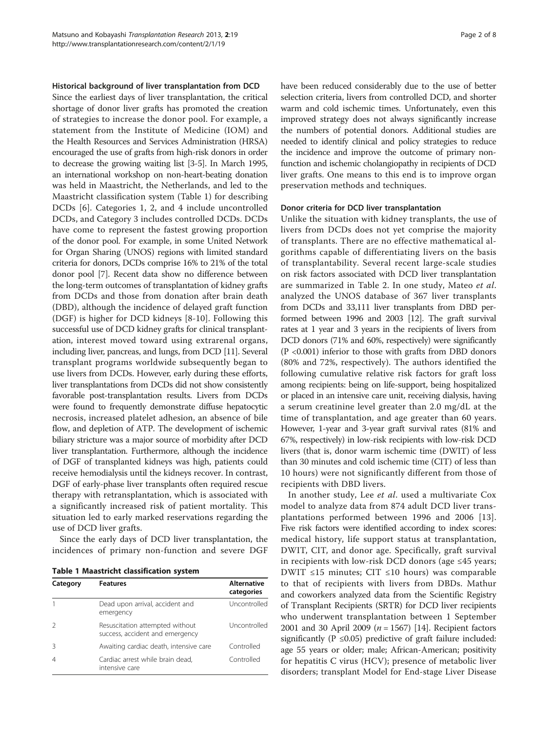### Historical background of liver transplantation from DCD

Since the earliest days of liver transplantation, the critical shortage of donor liver grafts has promoted the creation of strategies to increase the donor pool. For example, a statement from the Institute of Medicine (IOM) and the Health Resources and Services Administration (HRSA) encouraged the use of grafts from high-risk donors in order to decrease the growing waiting list [3-5]. In March 1995, an international workshop on non-heart-beating donation was held in Maastricht, the Netherlands, and led to the Maastricht classification system (Table 1) for describing DCDs [6]. Categories 1, 2, and 4 include uncontrolled DCDs, and Category 3 includes controlled DCDs. DCDs have come to represent the fastest growing proportion of the donor pool. For example, in some United Network for Organ Sharing (UNOS) regions with limited standard criteria for donors, DCDs comprise 16% to 21% of the total donor pool [7]. Recent data show no difference between the long-term outcomes of transplantation of kidney grafts from DCDs and those from donation after brain death (DBD), although the incidence of delayed graft function (DGF) is higher for DCD kidneys [8-10]. Following this successful use of DCD kidney grafts for clinical transplantation, interest moved toward using extrarenal organs, including liver, pancreas, and lungs, from DCD [11]. Several transplant programs worldwide subsequently began to use livers from DCDs. However, early during these efforts, liver transplantations from DCDs did not show consistently favorable post-transplantation results. Livers from DCDs were found to frequently demonstrate diffuse hepatocytic necrosis, increased platelet adhesion, an absence of bile flow, and depletion of ATP. The development of ischemic biliary stricture was a major source of morbidity after DCD liver transplantation. Furthermore, although the incidence of DGF of transplanted kidneys was high, patients could receive hemodialysis until the kidneys recover. In contrast, DGF of early-phase liver transplants often required rescue therapy with retransplantation, which is associated with a significantly increased risk of patient mortality. This situation led to early marked reservations regarding the use of DCD liver grafts.

Since the early days of DCD liver transplantation, the incidences of primary non-function and severe DGF have been reduced considerably due to the use of better selection criteria, livers from controlled DCD, and shorter warm and cold ischemic times. Unfortunately, even this improved strategy does not always significantly increase the numbers of potential donors. Additional studies are needed to identify clinical and policy strategies to reduce the incidence and improve the outcome of primary non-function and ischemic cholangiopathy in recipients of DCD liver grafts. One means to this end is to improve organ preservation methods and techniques.

**Table 1 Maastricht classification system**

| Category | Features | Alternative categories |
|---|---|---|
| 1 | Dead upon arrival, accident and emergency | Uncontrolled |
| 2 | Resuscitation attempted without success, accident and emergency | Uncontrolled |
| 3 | Awaiting cardiac death, intensive care | Controlled |
| 4 | Cardiac arrest while brain dead, intensive care | Controlled |

### Donor criteria for DCD liver transplantation

Unlike the situation with kidney transplants, the use of livers from DCDs does not yet comprise the majority of transplants. There are no effective mathematical algorithms capable of differentiating livers on the basis of transplantability. Several recent large-scale studies on risk factors associated with DCD liver transplantation are summarized in Table 2. In one study, Mateo *et al*. analyzed the UNOS database of 367 liver transplants from DCDs and 33,111 liver transplants from DBD performed between 1996 and 2003 [12]. The graft survival rates at 1 year and 3 years in the recipients of livers from DCD donors (71% and 60%, respectively) were significantly ($P < 0.001$) inferior to those with grafts from DBD donors (80% and 72%, respectively). The authors identified the following cumulative relative risk factors for graft loss among recipients: being on life-support, being hospitalized or placed in an intensive care unit, receiving dialysis, having a serum creatinine level greater than 2.0 mg/dL at the time of transplantation, and age greater than 60 years. However, 1-year and 3-year graft survival rates (81% and 67%, respectively) in low-risk recipients with low-risk DCD livers (that is, donor warm ischemic time (DWIT) of less than 30 minutes and cold ischemic time (CIT) of less than 10 hours) were not significantly different from those of recipients with DBD livers.

In another study, Lee *et al*. used a multivariate Cox model to analyze data from 874 adult DCD liver transplantations performed between 1996 and 2006 [13]. Five risk factors were identified according to index scores: medical history, life support status at transplantation, DWIT, CIT, and donor age. Specifically, graft survival in recipients with low-risk DCD donors (age ≤45 years; DWIT ≤15 minutes; CIT ≤10 hours) was comparable to that of recipients with livers from DBDs. Mathur and coworkers analyzed data from the Scientific Registry of Transplant Recipients (SRTR) for DCD liver recipients who underwent transplantation between 1 September 2001 and 30 April 2009 ($n = 1567$) [14]. Recipient factors significantly ($P \leq 0.05$) predictive of graft failure included: age 55 years or older; male; African-American; positivity for hepatitis C virus (HCV); presence of metabolic liver disorders; transplant Model for End-stage Liver Disease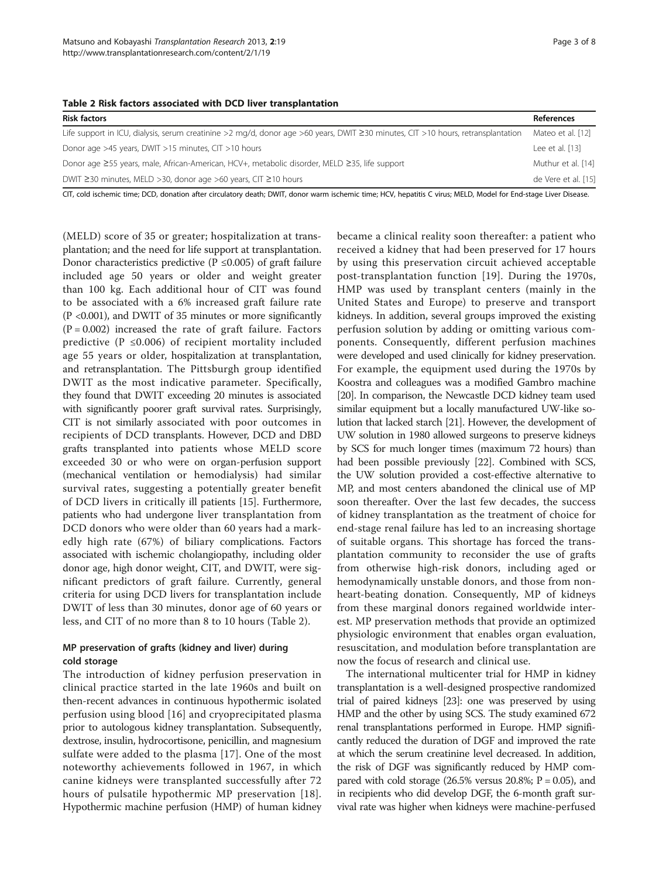**Table 2 Risk factors associated with DCD liver transplantation**

| Risk factors | References |
| --- | --- |
| Life support in ICU, dialysis, serum creatinine >2 mg/d, donor age >60 years, DWIT ≥30 minutes, CIT >10 hours, retransplantation | Mateo et al. [12] |
| Donor age >45 years, DWIT >15 minutes, CIT >10 hours | Lee et al. [13] |
| Donor age ≥55 years, male, African-American, HCV+, metabolic disorder, MELD ≥35, life support | Muthur et al. [14] |
| DWIT ≥30 minutes, MELD >30, donor age >60 years, CIT ≥10 hours | de Vere et al. [15] |

CIT, cold ischemic time; DCD, donation after circulatory death; DWIT, donor warm ischemic time; HCV, hepatitis C virus; MELD, Model for End-stage Liver Disease.

(MELD) score of 35 or greater; hospitalization at transplantation; and the need for life support at transplantation. Donor characteristics predictive ($P \leq 0.005$) of graft failure included age 50 years or older and weight greater than 100 kg. Each additional hour of CIT was found to be associated with a 6% increased graft failure rate ($P < 0.001$), and DWIT of 35 minutes or more significantly ($P = 0.002$) increased the rate of graft failure. Factors predictive ($P \leq 0.006$) of recipient mortality included age 55 years or older, hospitalization at transplantation, and retransplantation. The Pittsburgh group identified DWIT as the most indicative parameter. Specifically, they found that DWIT exceeding 20 minutes is associated with significantly poorer graft survival rates. Surprisingly, CIT is not similarly associated with poor outcomes in recipients of DCD transplants. However, DCD and DBD grafts transplanted into patients whose MELD score exceeded 30 or who were on organ-perfusion support (mechanical ventilation or hemodialysis) had similar survival rates, suggesting a potentially greater benefit of DCD livers in critically ill patients [15]. Furthermore, patients who had undergone liver transplantation from DCD donors who were older than 60 years had a markedly high rate (67%) of biliary complications. Factors associated with ischemic cholangiopathy, including older donor age, high donor weight, CIT, and DWIT, were significant predictors of graft failure. Currently, general criteria for using DCD livers for transplantation include DWIT of less than 30 minutes, donor age of 60 years or less, and CIT of no more than 8 to 10 hours (Table 2).

## MP preservation of grafts (kidney and liver) during cold storage

The introduction of kidney perfusion preservation in clinical practice started in the late 1960s and built on then-recent advances in continuous hypothermic isolated perfusion using blood [16] and cryoprecipitated plasma prior to autologous kidney transplantation. Subsequently, dextrose, insulin, hydrocortisone, penicillin, and magnesium sulfate were added to the plasma [17]. One of the most noteworthy achievements followed in 1967, in which canine kidneys were transplanted successfully after 72 hours of pulsatile hypothermic MP preservation [18]. Hypothermic machine perfusion (HMP) of human kidney became a clinical reality soon thereafter: a patient who received a kidney that had been preserved for 17 hours by using this preservation circuit achieved acceptable post-transplantation function [19]. During the 1970s, HMP was used by transplant centers (mainly in the United States and Europe) to preserve and transport kidneys. In addition, several groups improved the existing perfusion solution by adding or omitting various components. Consequently, different perfusion machines were developed and used clinically for kidney preservation. For example, the equipment used during the 1970s by Koostra and colleagues was a modified Gambro machine [20]. In comparison, the Newcastle DCD kidney team used similar equipment but a locally manufactured UW-like solution that lacked starch [21]. However, the development of UW solution in 1980 allowed surgeons to preserve kidneys by SCS for much longer times (maximum 72 hours) than had been possible previously [22]. Combined with SCS, the UW solution provided a cost-effective alternative to MP, and most centers abandoned the clinical use of MP soon thereafter. Over the last few decades, the success of kidney transplantation as the treatment of choice for end-stage renal failure has led to an increasing shortage of suitable organs. This shortage has forced the transplantation community to reconsider the use of grafts from otherwise high-risk donors, including aged or hemodynamically unstable donors, and those from non-heart-beating donation. Consequently, MP of kidneys from these marginal donors regained worldwide interest. MP preservation methods that provide an optimized physiologic environment that enables organ evaluation, resuscitation, and modulation before transplantation are now the focus of research and clinical use.

The international multicenter trial for HMP in kidney transplantation is a well-designed prospective randomized trial of paired kidneys [23]: one was preserved by using HMP and the other by using SCS. The study examined 672 renal transplantations performed in Europe. HMP significantly reduced the duration of DGF and improved the rate at which the serum creatinine level decreased. In addition, the risk of DGF was significantly reduced by HMP compared with cold storage (26.5% versus 20.8%; $P = 0.05$), and in recipients who did develop DGF, the 6-month graft survival rate was higher when kidneys were machine-perfused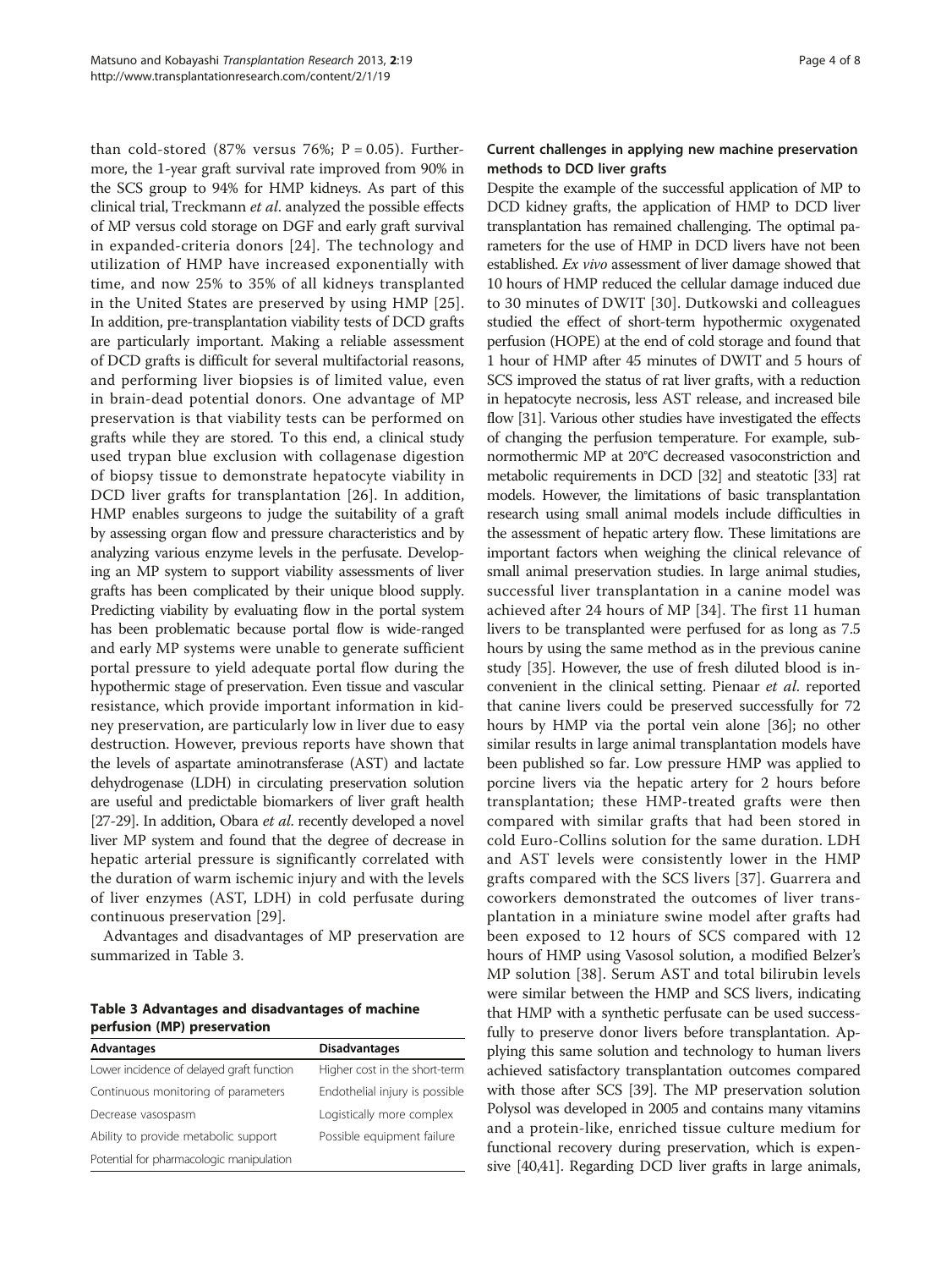than cold-stored (87% versus 76%; P = 0.05). Furthermore, the 1-year graft survival rate improved from 90% in the SCS group to 94% for HMP kidneys. As part of this clinical trial, Treckmann *et al*. analyzed the possible effects of MP versus cold storage on DGF and early graft survival in expanded-criteria donors [24]. The technology and utilization of HMP have increased exponentially with time, and now 25% to 35% of all kidneys transplanted in the United States are preserved by using HMP [25]. In addition, pre-transplantation viability tests of DCD grafts are particularly important. Making a reliable assessment of DCD grafts is difficult for several multifactorial reasons, and performing liver biopsies is of limited value, even in brain-dead potential donors. One advantage of MP preservation is that viability tests can be performed on grafts while they are stored. To this end, a clinical study used trypan blue exclusion with collagenase digestion of biopsy tissue to demonstrate hepatocyte viability in DCD liver grafts for transplantation [26]. In addition, HMP enables surgeons to judge the suitability of a graft by assessing organ flow and pressure characteristics and by analyzing various enzyme levels in the perfusate. Developing an MP system to support viability assessments of liver grafts has been complicated by their unique blood supply. Predicting viability by evaluating flow in the portal system has been problematic because portal flow is wide-ranged and early MP systems were unable to generate sufficient portal pressure to yield adequate portal flow during the hypothermic stage of preservation. Even tissue and vascular resistance, which provide important information in kidney preservation, are particularly low in liver due to easy destruction. However, previous reports have shown that the levels of aspartate aminotransferase (AST) and lactate dehydrogenase (LDH) in circulating preservation solution are useful and predictable biomarkers of liver graft health [27-29]. In addition, Obara *et al*. recently developed a novel liver MP system and found that the degree of decrease in hepatic arterial pressure is significantly correlated with the duration of warm ischemic injury and with the levels of liver enzymes (AST, LDH) in cold perfusate during continuous preservation [29].

Advantages and disadvantages of MP preservation are summarized in Table 3.

**Table 3 Advantages and disadvantages of machine perfusion (MP) preservation**

| Advantages | Disadvantages |
|---|---|
| Lower incidence of delayed graft function | Higher cost in the short-term |
| Continuous monitoring of parameters | Endothelial injury is possible |
| Decrease vasospasm | Logistically more complex |
| Ability to provide metabolic support | Possible equipment failure |
| Potential for pharmacologic manipulation | |

### Current challenges in applying new machine preservation methods to DCD liver grafts

Despite the example of the successful application of MP to DCD kidney grafts, the application of HMP to DCD liver transplantation has remained challenging. The optimal parameters for the use of HMP in DCD livers have not been established. *Ex vivo* assessment of liver damage showed that 10 hours of HMP reduced the cellular damage induced due to 30 minutes of DWIT [30]. Dutkowski and colleagues studied the effect of short-term hypothermic oxygenated perfusion (HOPE) at the end of cold storage and found that 1 hour of HMP after 45 minutes of DWIT and 5 hours of SCS improved the status of rat liver grafts, with a reduction in hepatocyte necrosis, less AST release, and increased bile flow [31]. Various other studies have investigated the effects of changing the perfusion temperature. For example, subnormothermic MP at 20°C decreased vasoconstriction and metabolic requirements in DCD [32] and steatotic [33] rat models. However, the limitations of basic transplantation research using small animal models include difficulties in the assessment of hepatic artery flow. These limitations are important factors when weighing the clinical relevance of small animal preservation studies. In large animal studies, successful liver transplantation in a canine model was achieved after 24 hours of MP [34]. The first 11 human livers to be transplanted were perfused for as long as 7.5 hours by using the same method as in the previous canine study [35]. However, the use of fresh diluted blood is inconvenient in the clinical setting. Pienaar *et al*. reported that canine livers could be preserved successfully for 72 hours by HMP via the portal vein alone [36]; no other similar results in large animal transplantation models have been published so far. Low pressure HMP was applied to porcine livers via the hepatic artery for 2 hours before transplantation; these HMP-treated grafts were then compared with similar grafts that had been stored in cold Euro-Collins solution for the same duration. LDH and AST levels were consistently lower in the HMP grafts compared with the SCS livers [37]. Guarrera and coworkers demonstrated the outcomes of liver transplantation in a miniature swine model after grafts had been exposed to 12 hours of SCS compared with 12 hours of HMP using Vasosol solution, a modified Belzer's MP solution [38]. Serum AST and total bilirubin levels were similar between the HMP and SCS livers, indicating that HMP with a synthetic perfusate can be used successfully to preserve donor livers before transplantation. Applying this same solution and technology to human livers achieved satisfactory transplantation outcomes compared with those after SCS [39]. The MP preservation solution Polysol was developed in 2005 and contains many vitamins and a protein-like, enriched tissue culture medium for functional recovery during preservation, which is expensive [40,41]. Regarding DCD liver grafts in large animals,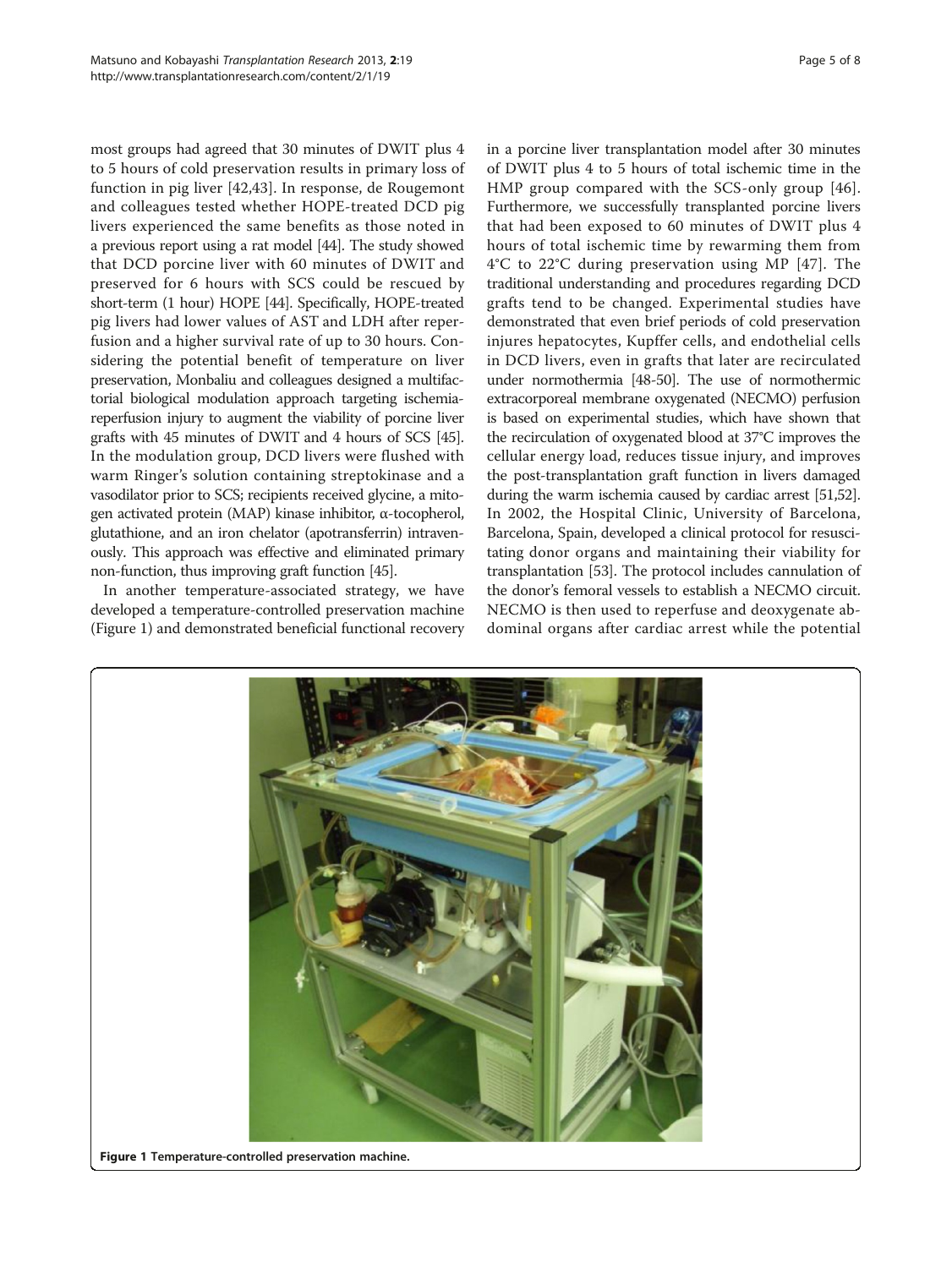most groups had agreed that 30 minutes of DWIT plus 4 to 5 hours of cold preservation results in primary loss of function in pig liver [42,43]. In response, de Rougemont and colleagues tested whether HOPE-treated DCD pig livers experienced the same benefits as those noted in a previous report using a rat model [44]. The study showed that DCD porcine liver with 60 minutes of DWIT and preserved for 6 hours with SCS could be rescued by short-term (1 hour) HOPE [44]. Specifically, HOPE-treated pig livers had lower values of AST and LDH after reperfusion and a higher survival rate of up to 30 hours. Considering the potential benefit of temperature on liver preservation, Monbaliu and colleagues designed a multifactorial biological modulation approach targeting ischemia-reperfusion injury to augment the viability of porcine liver grafts with 45 minutes of DWIT and 4 hours of SCS [45]. In the modulation group, DCD livers were flushed with warm Ringer's solution containing streptokinase and a vasodilator prior to SCS; recipients received glycine, a mitogen activated protein (MAP) kinase inhibitor, α-tocopherol, glutathione, and an iron chelator (apotransferrin) intravenously. This approach was effective and eliminated primary non-function, thus improving graft function [45].

In another temperature-associated strategy, we have developed a temperature-controlled preservation machine (Figure 1) and demonstrated beneficial functional recovery in a porcine liver transplantation model after 30 minutes of DWIT plus 4 to 5 hours of total ischemic time in the HMP group compared with the SCS-only group [46]. Furthermore, we successfully transplanted porcine livers that had been exposed to 60 minutes of DWIT plus 4 hours of total ischemic time by rewarming them from 4°C to 22°C during preservation using MP [47]. The traditional understanding and procedures regarding DCD grafts tend to be changed. Experimental studies have demonstrated that even brief periods of cold preservation injures hepatocytes, Kupffer cells, and endothelial cells in DCD livers, even in grafts that later are recirculated under normothermia [48-50]. The use of normothermic extracorporeal membrane oxygenated (NECMO) perfusion is based on experimental studies, which have shown that the recirculation of oxygenated blood at 37°C improves the cellular energy load, reduces tissue injury, and improves the post-transplantation graft function in livers damaged during the warm ischemia caused by cardiac arrest [51,52]. In 2002, the Hospital Clinic, University of Barcelona, Barcelona, Spain, developed a clinical protocol for resuscitating donor organs and maintaining their viability for transplantation [53]. The protocol includes cannulation of the donor's femoral vessels to establish a NECMO circuit. NECMO is then used to reperfuse and deoxygenate abdominal organs after cardiac arrest while the potential

**Figure 1 Temperature-controlled preservation machine.**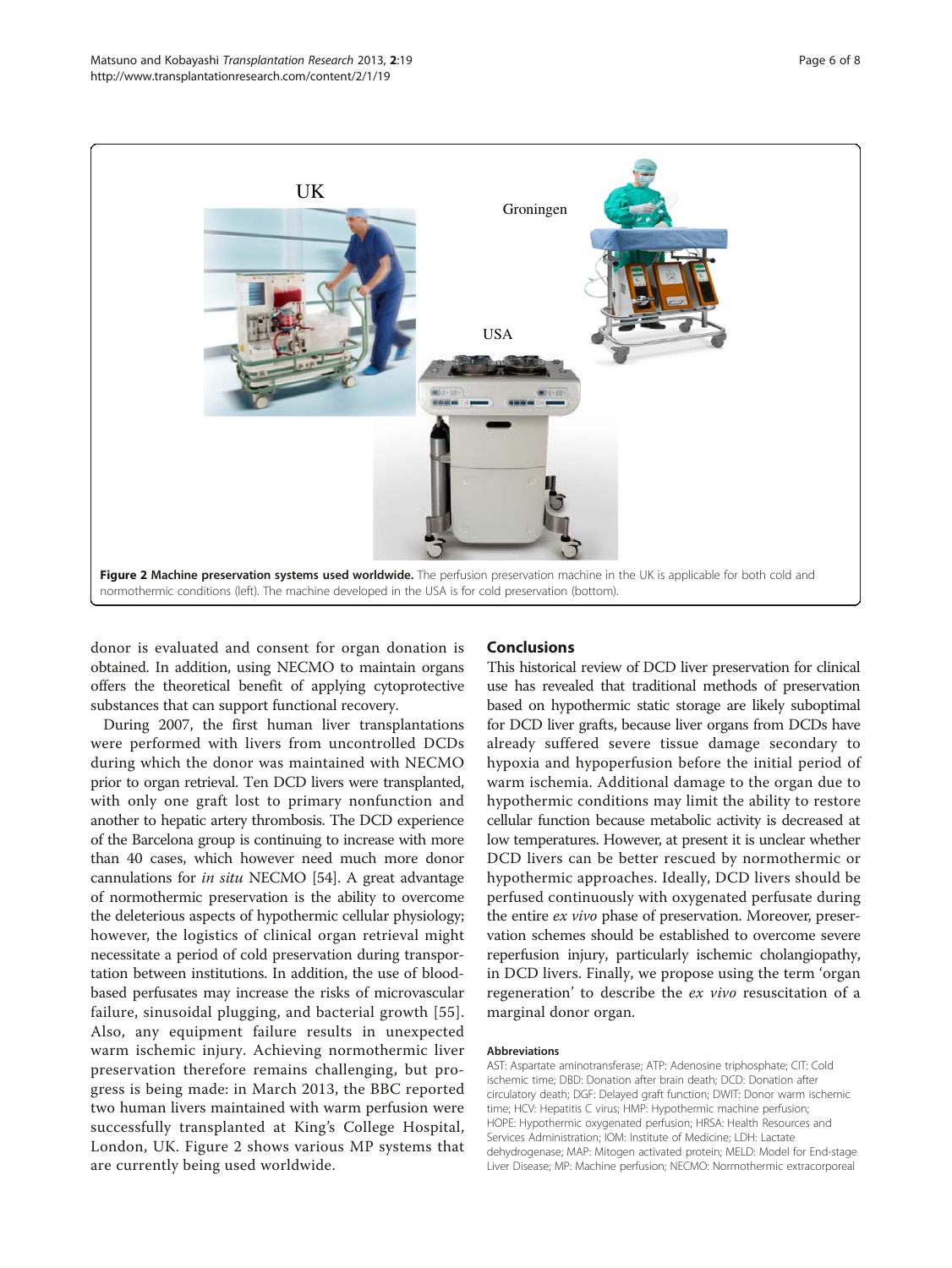Figure 2 Machine preservation systems used worldwide. The perfusion preservation machine in the UK is applicable for both cold and normothermic conditions (left). The machine developed in the USA is for cold preservation (bottom).

donor is evaluated and consent for organ donation is obtained. In addition, using NECMO to maintain organs offers the theoretical benefit of applying cytoprotective substances that can support functional recovery.

During 2007, the first human liver transplantations were performed with livers from uncontrolled DCDs during which the donor was maintained with NECMO prior to organ retrieval. Ten DCD livers were transplanted, with only one graft lost to primary nonfunction and another to hepatic artery thrombosis. The DCD experience of the Barcelona group is continuing to increase with more than 40 cases, which however need much more donor cannulations for *in situ* NECMO [54]. A great advantage of normothermic preservation is the ability to overcome the deleterious aspects of hypothermic cellular physiology; however, the logistics of clinical organ retrieval might necessitate a period of cold preservation during transportation between institutions. In addition, the use of blood-based perfusates may increase the risks of microvascular failure, sinusoidal plugging, and bacterial growth [55]. Also, any equipment failure results in unexpected warm ischemic injury. Achieving normothermic liver preservation therefore remains challenging, but progress is being made: in March 2013, the BBC reported two human livers maintained with warm perfusion were successfully transplanted at King's College Hospital, London, UK. Figure 2 shows various MP systems that are currently being used worldwide.

## Conclusions

This historical review of DCD liver preservation for clinical use has revealed that traditional methods of preservation based on hypothermic static storage are likely suboptimal for DCD liver grafts, because liver organs from DCDs have already suffered severe tissue damage secondary to hypoxia and hypoperfusion before the initial period of warm ischemia. Additional damage to the organ due to hypothermic conditions may limit the ability to restore cellular function because metabolic activity is decreased at low temperatures. However, at present it is unclear whether DCD livers can be better rescued by normothermic or hypothermic approaches. Ideally, DCD livers should be perfused continuously with oxygenated perfusate during the entire *ex vivo* phase of preservation. Moreover, preservation schemes should be established to overcome severe reperfusion injury, particularly ischemic cholangiopathy, in DCD livers. Finally, we propose using the term 'organ regeneration' to describe the *ex vivo* resuscitation of a marginal donor organ.

#### Abbreviations

AST: Aspartate aminotransferase; ATP: Adenosine triphosphate; CIT: Cold ischemic time; DBD: Donation after brain death; DCD: Donation after circulatory death; DGF: Delayed graft function; DWIT: Donor warm ischemic time; HCV: Hepatitis C virus; HMP: Hypothermic machine perfusion; HOPE: Hypothermic oxygenated perfusion; HRSA: Health Resources and Services Administration; IOM: Institute of Medicine; LDH: Lactate dehydrogenase; MAP: Mitogen activated protein; MELD: Model for End-stage Liver Disease; MP: Machine perfusion; NECMO: Normothermic extracorporeal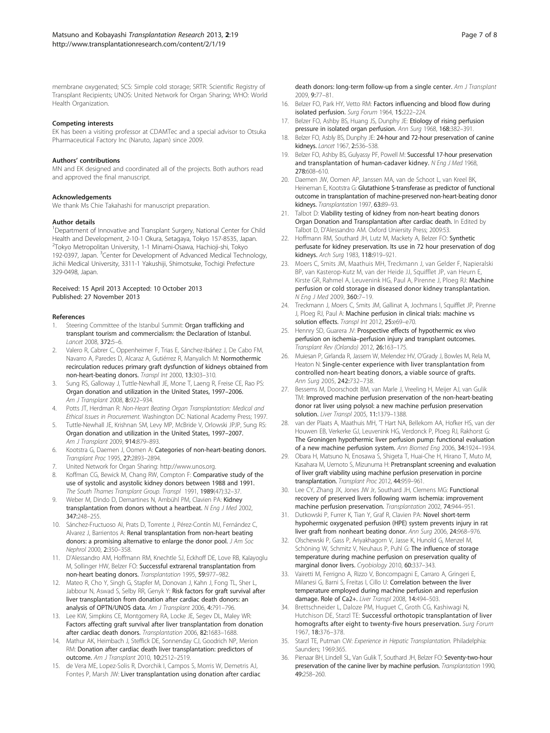membrane oxygenated; SCS: Simple cold storage; SRTR: Scientific Registry of Transplant Recipients; UNOS: United Network for Organ Sharing; WHO: World Health Organization.

### Competing interests

EK has been a visiting professor at CDAMTec and a special advisor to Otsuka Pharmaceutical Factory Inc (Naruto, Japan) since 2009.

### Authors' contributions

MN and EK designed and coordinated all of the projects. Both authors read and approved the final manuscript.

### Acknowledgements

We thank Ms Chie Takahashi for manuscript preparation.

### Author details

[1]Department of Innovative and Transplant Surgery, National Center for Child Health and Development, 2-10-1 Okura, Setagaya, Tokyo 157-8535, Japan. [2]Tokyo Metropolitan University, 1-1 Minami-Osawa, Hachioji-shi, Tokyo 192-0397, Japan. [3]Center for Development of Advanced Medical Technology, Jichii Medical University, 3311-1 Yakushiji, Shimotsuke, Tochigi Prefecture 329-0498, Japan.

Received: 15 April 2013 Accepted: 10 October 2013
Published: 27 November 2013

### References

1. Steering Committee of the Istanbul Summit: **Organ trafficking and transplant tourism and commercialism: the Declaration of Istanbul.** *Lancet* 2008, **372:**5–6.
2. Valero R, Cabrer C, Oppenheimer F, Trias E, Sánchez-Ibáñez J, De Cabo FM, Navarro A, Paredes D, Alcaraz A, Gutiérrez R, Manyalich M: **Normothermic recirculation reduces primary graft dysfunction of kidneys obtained from non-heart-beating donors.** *Transpl Int* 2000, **13:**303–310.
3. Sung RS, Galloway J, Tuttle-Newhall JE, Mone T, Laeng R, Freise CE, Rao PS: **Organ donation and utilization in the United States, 1997–2006.** *Am J Transplant* 2008, **8:**922–934.
4. Potts JT, Herdman R: *Non-Heart Beating Organ Transplantation: Medical and Ethical Issues in Procurement.* Washington DC: National Academy Press; 1997.
5. Tuttle-Newhall JE, Krishnan SM, Levy MP, McBride V, Orlowski JPJP, Sung RS: **Organ donation and utilization in the United States, 1997–2007.** *Am J Transplant* 2009, **914:**879–893.
6. Kootstra G, Daemen J, Oomen A: **Categories of non-heart-beating donors.** *Transplant Proc* 1995, **27:**2893–2894.
7. United Network for Organ Sharing: http://www.unos.org.
8. Koffman CG, Bewick M, Chang RW, Compton F: **Comparative study of the use of systolic and asystolic kidney donors between 1988 and 1991.** *The South Thames Transplant Group. Transpl* 1991, **1989**(47):32–37.
9. Weber M, Dindo D, Demartines N, Ambühl PM, Clavien PA: **Kidney transplantation from donors without a heartbeat.** *N Eng J Med* 2002, **347:**248–255.
10. Sánchez-Fructuoso AI, Prats D, Torrente J, Pérez-Contín MJ, Fernández C, Alvarez J, Barrientos A: **Renal transplantation from non-heart beating donors: a promising alternative to enlarge the donor pool.** *J Am Soc Nephrol* 2000, **2:**350–358.
11. D'Alessandro AM, Hoffmann RM, Knechtle SJ, Eckhoff DE, Love RB, Kalayoglu M, Sollinger HW, Belzer FO: **Successful extrarenal transplantation from non-heart beating donors.** *Transplantation* 1995, **59:**977–982.
12. Mateo R, Cho Y, Singh G, Stapfer M, Donovan J, Kahn J, Fong TL, Sher L, Jabbour N, Aswad S, Selby RR, Genyk Y: **Risk factors for graft survival after liver transplantation from donation after cardiac death donors: an analysis of OPTN/UNOS data.** *Am J Transplant* 2006, **4:**791–796.
13. Lee KW, Simpkins CE, Montgomery RA, Locke JE, Segev DL, Maley WR: **Factors affecting graft survival after liver transplantation from donation after cardiac death donors.** *Transplantation* 2006, **82:**1683–1688.
14. Mathur AK, Heimbach J, Steffick DE, Sonnenday CJ, Goodrich NP, Merion RM: **Donation after cardiac death liver transplantation: predictors of outcome.** *Am J Transplant* 2010, **10:**2512–2519.
15. de Vera ME, Lopez-Solis R, Dvorchik I, Campos S, Morris W, Demetris AJ, Fontes P, Marsh JW: **Liver transplantation using donation after cardiac death donors: long-term follow-up from a single center.** *Am J Transplant* 2009, **9:**77–81.
16. Belzer FO, Park HY, Vetto RM: **Factors influencing and blood flow during isolated perfusion.** *Surg Forum* 1964, **15:**222–224.
17. Belzer FO, Ashby BS, Huang JS, Dunphy JE: **Etiology of rising perfusion pressure in isolated organ perfusion.** *Ann Surg* 1968, **168:**382–391.
18. Belzer FO, Asbly BS, Dunphy JE: **24-hour and 72-hour preservation of canine kidneys.** *Lancet* 1967, **2:**536–538.
19. Belzer FO, Ashby BS, Gulyassy PF, Powell M: **Successful 17-hour preservation and transplantation of human-cadaver kidney.** *N Eng J Med* 1968, **278:**608–610.
20. Daemen JW, Oomen AP, Janssen MA, van de Schoot L, van Kreel BK, Heineman E, Kootstra G: **Glutathione S-transferase as predictor of functional outcome in transplantation of machine-preserved non-heart-beating donor kidneys.** *Transplantation* 1997, **63:**89–93.
21. Talbot D: **Viability testing of kidney from non-heart beating donors Organ Donation and Transplantation after cardiac death.** In Edited by Talbot D, D'Alessandro AM. Oxford Uniersity Press; 2009:53.
22. Hoffmann RM, Southard JH, Lutz M, Mackety A, Belzer FO: **Synthetic perfusate for kidney preservation. Its use in 72 hour preservation of dog kidneys.** *Arch Surg* 1983, **118:**919–921.
23. Moers C, Smits JM, Maathuis MH, Treckmann J, van Gelder F, Napieralski BP, van Kasterop-Kutz M, van der Heide JJ, Squifflet JP, van Heurn E, Kirste GR, Rahmel A, Leuvenink HG, Paul A, Pirenne J, Ploeg RJ: **Machine perfusion or cold storage in diseased donor kidney transplantation.** *N Eng J Med* 2009, **360:**7–19.
24. Treckmann J, Moers C, Smits JM, Gallinat A, Jochmans I, Squifflet JP, Pirenne J, Ploeg RJ, Paul A: **Machine perfusion in clinical trials: machine vs solution effects.** *Transpl Int* 2012, **25:**e69–e70.
25. Henrry SD, Guarera JV: **Prospective effects of hypothermic ex vivo perfusion on ischemia–perfusion injury and transplant outcomes.** *Transplant Rev (Orlando)* 2012, **26:**163–175.
26. Muiesan P, Girlanda R, Jassem W, Melendez HV, O'Grady J, Bowles M, Rela M, Heaton N: **Single-center experience with liver transplantation from controlled non-heart beating donors, a viable source of grafts.** *Ann Surg* 2005, **242:**732–738.
27. Bessems M, Doorschodt BM, van Marle J, Vreeling H, Meijer AJ, van Gulik TM: **Improved machine perfusion preservation of the non-heart-beating donor rat liver using polysol: a new machine perfusion preservation solution.** *Liver Transpl* 2005, **11:**1379–1388.
28. van der Plaats A, Maathuis MH, 'T Hart NA, Bellekom AA, Hofker HS, van der Houwen EB, Verkerke GJ, Leuvenink HG, Verdonck P, Ploeg RJ, Rakhorst G: **The Groningen hypothermic liver perfusion pump: functional evaluation of a new machine perfusion system.** *Ann Biomed Eng* 2006, **34:**1924–1934.
29. Obara H, Matsuno N, Enosawa S, Shigeta T, Huai-Che H, Hirano T, Muto M, Kasahara M, Uemoto S, Mizunuma H: **Pretransplant screening and evaluation of liver graft viability using machine perfusion preservation in porcine transplantation.** *Transplant Proc* 2012, **44:**959–961.
30. Lee CY, Zhang JX, Jones JW Jr, Southard JH, Clemens MG: **Functional recovery of preserved livers following warm ischemia: improvement machine perfusion preservation.** *Transplantation* 2002, **74:**944–951.
31. Dutkowski P, Furrer K, Tian Y, Graf R, Clavien PA: **Novel short-term hypothermic oxygenated perfusion (HPE) system prevents injury in rat liver graft from nonheart beating donor.** *Ann Surg* 2006, **24:**968–976.
32. Olschewski P, Gass P, Ariyakhagorn V, Jasse K, Hunold G, Menzel M, Schöning W, Schmitz V, Neuhaus P, Puhl G: **The influence of storage temperature during machine perfusion on preservation quality of marginal donor livers.** *Cryobiology* 2010, **60:**337–343.
33. Vairetti M, Ferrigno A, Rizzo V, Boncompagni E, Carraro A, Gringeri E, Milanesi G, Barni S, Freitas I, Cillo U: **Correlation between the liver temperature employed during machine perfusion and reperfusion damage. Role of Ca2+.** *Liver Transpl* 2008, **14:**494–503.
34. Brettschneider L, Daloze PM, Huguet C, Groth CG, Kashiwagi N, Hutchison DE, Starzl TE: **Successful orthotopic transplantation of liver homografts after eight to twenty-five hours preservation.** *Surg Forum* 1967, **18:**376–378.
35. Starzl TE, Putman CW: *Experience in Hepatic Transplantation.* Philadelphia: Saunders; 1969:365.
36. Pienaar BH, Lindell SL, Van Gulik T, Southard JH, Belzer FO: **Seventy-two-hour preservation of the canine liver by machine perfusion.** *Transplantation* 1990, **49:**258–260.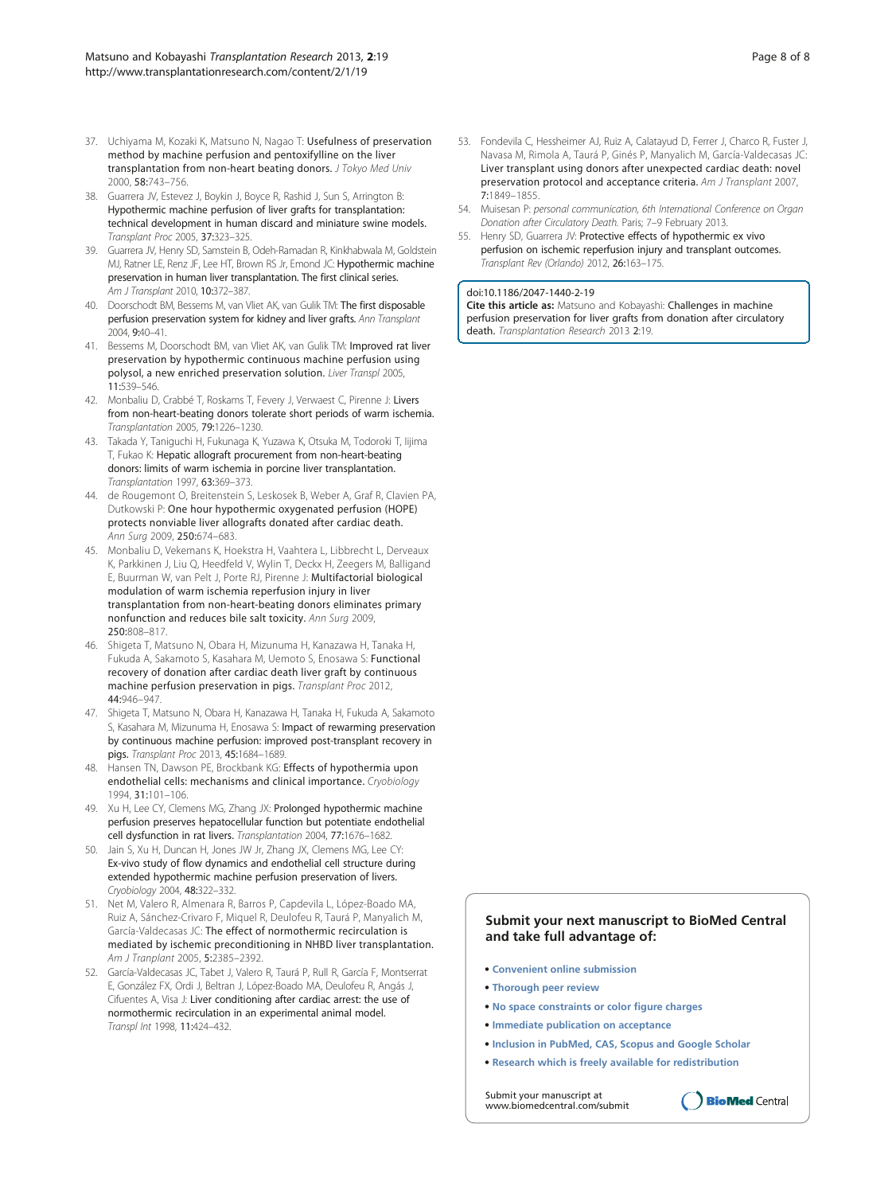37. Uchiyama M, Kozaki K, Matsuno N, Nagao T: **Usefulness of preservation method by machine perfusion and pentoxifylline on the liver transplantation from non-heart beating donors.** *J Tokyo Med Univ* 2000, **58:**743–756.
38. Guarrera JV, Estevez J, Boykin J, Boyce R, Rashid J, Sun S, Arrington B: **Hypothermic machine perfusion of liver grafts for transplantation: technical development in human discard and miniature swine models.** *Transplant Proc* 2005, **37:**323–325.
39. Guarrera JV, Henry SD, Samstein B, Odeh-Ramadan R, Kinkhabwala M, Goldstein MJ, Ratner LE, Renz JF, Lee HT, Brown RS Jr, Emond JC: **Hypothermic machine preservation in human liver transplantation. The first clinical series.** *Am J Transplant* 2010, **10:**372–387.
40. Doorschodt BM, Bessems M, van Vliet AK, van Gulik TM: **The first disposable perfusion preservation system for kidney and liver grafts.** *Ann Transplant* 2004, **9:**40–41.
41. Bessems M, Doorschodt BM, van Vliet AK, van Gulik TM: **Improved rat liver preservation by hypothermic continuous machine perfusion using polysol, a new enriched preservation solution.** *Liver Transpl* 2005, **11:**539–546.
42. Monbaliu D, Crabbé T, Roskams T, Fevery J, Verwaest C, Pirenne J: **Livers from non-heart-beating donors tolerate short periods of warm ischemia.** *Transplantation* 2005, **79:**1226–1230.
43. Takada Y, Taniguchi H, Fukunaga K, Yuzawa K, Otsuka M, Todoroki T, Iijima T, Fukao K: **Hepatic allograft procurement from non-heart-beating donors: limits of warm ischemia in porcine liver transplantation.** *Transplantation* 1997, **63:**369–373.
44. de Rougemont O, Breitenstein S, Leskosek B, Weber A, Graf R, Clavien PA, Dutkowski P: **One hour hypothermic oxygenated perfusion (HOPE) protects nonviable liver allografts donated after cardiac death.** *Ann Surg* 2009, **250:**674–683.
45. Monbaliu D, Vekemans K, Hoekstra H, Vaahtera L, Libbrecht L, Derveaux K, Parkkinen J, Liu Q, Heedfeld V, Wylin T, Deckx H, Zeegers M, Balligand E, Buurman W, van Pelt J, Porte RJ, Pirenne J: **Multifactorial biological modulation of warm ischemia reperfusion injury in liver transplantation from non-heart-beating donors eliminates primary nonfunction and reduces bile salt toxicity.** *Ann Surg* 2009, **250:**808–817.
46. Shigeta T, Matsuno N, Obara H, Mizunuma H, Kanazawa H, Tanaka H, Fukuda A, Sakamoto S, Kasahara M, Uemoto S, Enosawa S: **Functional recovery of donation after cardiac death liver graft by continuous machine perfusion preservation in pigs.** *Transplant Proc* 2012, **44:**946–947.
47. Shigeta T, Matsuno N, Obara H, Kanazawa H, Tanaka H, Fukuda A, Sakamoto S, Kasahara M, Mizunuma H, Enosawa S: **Impact of rewarming preservation by continuous machine perfusion: improved post-transplant recovery in pigs.** *Transplant Proc* 2013, **45:**1684–1689.
48. Hansen TN, Dawson PE, Brockbank KG: **Effects of hypothermia upon endothelial cells: mechanisms and clinical importance.** *Cryobiology* 1994, **31:**101–106.
49. Xu H, Lee CY, Clemens MG, Zhang JX: **Prolonged hypothermic machine perfusion preserves hepatocellular function but potentiate endothelial cell dysfunction in rat livers.** *Transplantation* 2004, **77:**1676–1682.
50. Jain S, Xu H, Duncan H, Jones JW Jr, Zhang JX, Clemens MG, Lee CY: **Ex-vivo study of flow dynamics and endothelial cell structure during extended hypothermic machine perfusion preservation of livers.** *Cryobiology* 2004, **48:**322–332.
51. Net M, Valero R, Almenara R, Barros P, Capdevila L, López-Boado MA, Ruiz A, Sánchez-Crivaro F, Miquel R, Deulofeu R, Taurá P, Manyalich M, García-Valdecasas JC: **The effect of normothermic recirculation is mediated by ischemic preconditioning in NHBD liver transplantation.** *Am J Tranplant* 2005, **5:**2385–2392.
52. García-Valdecasas JC, Tabet J, Valero R, Taurá P, Rull R, García F, Montserrat E, González FX, Ordi J, Beltran J, López-Boado MA, Deulofeu R, Angás J, Cifuentes A, Visa J: **Liver conditioning after cardiac arrest: the use of normothermic recirculation in an experimental animal model.** *Transpl Int* 1998, **11:**424–432.
53. Fondevila C, Hessheimer AJ, Ruiz A, Calatayud D, Ferrer J, Charco R, Fuster J, Navasa M, Rimola A, Taurá P, Ginés P, Manyalich M, García-Valdecasas JC: **Liver transplant using donors after unexpected cardiac death: novel preservation protocol and acceptance criteria.** *Am J Transplant* 2007, **7:**1849–1855.
54. Muisesan P: *personal communication, 6th International Conference on Organ Donation after Circulatory Death.* Paris; 7–9 February 2013.
55. Henry SD, Guarrera JV: **Protective effects of hypothermic ex vivo perfusion on ischemic reperfusion injury and transplant outcomes.** *Transplant Rev (Orlando)* 2012, **26:**163–175.

doi:10.1186/2047-1440-2-19

**Cite this article as:** Matsuno and Kobayashi: Challenges in machine perfusion preservation for liver grafts from donation after circulatory death. *Transplantation Research* 2013 **2**:19.

**Submit your next manuscript to BioMed Central and take full advantage of:**

- **Convenient online submission**
- **Thorough peer review**
- **No space constraints or color figure charges**
- **Immediate publication on acceptance**
- **Inclusion in PubMed, CAS, Scopus and Google Scholar**
- **Research which is freely available for redistribution**

Submit your manuscript at www.biomedcentral.com/submit

BioMed Central